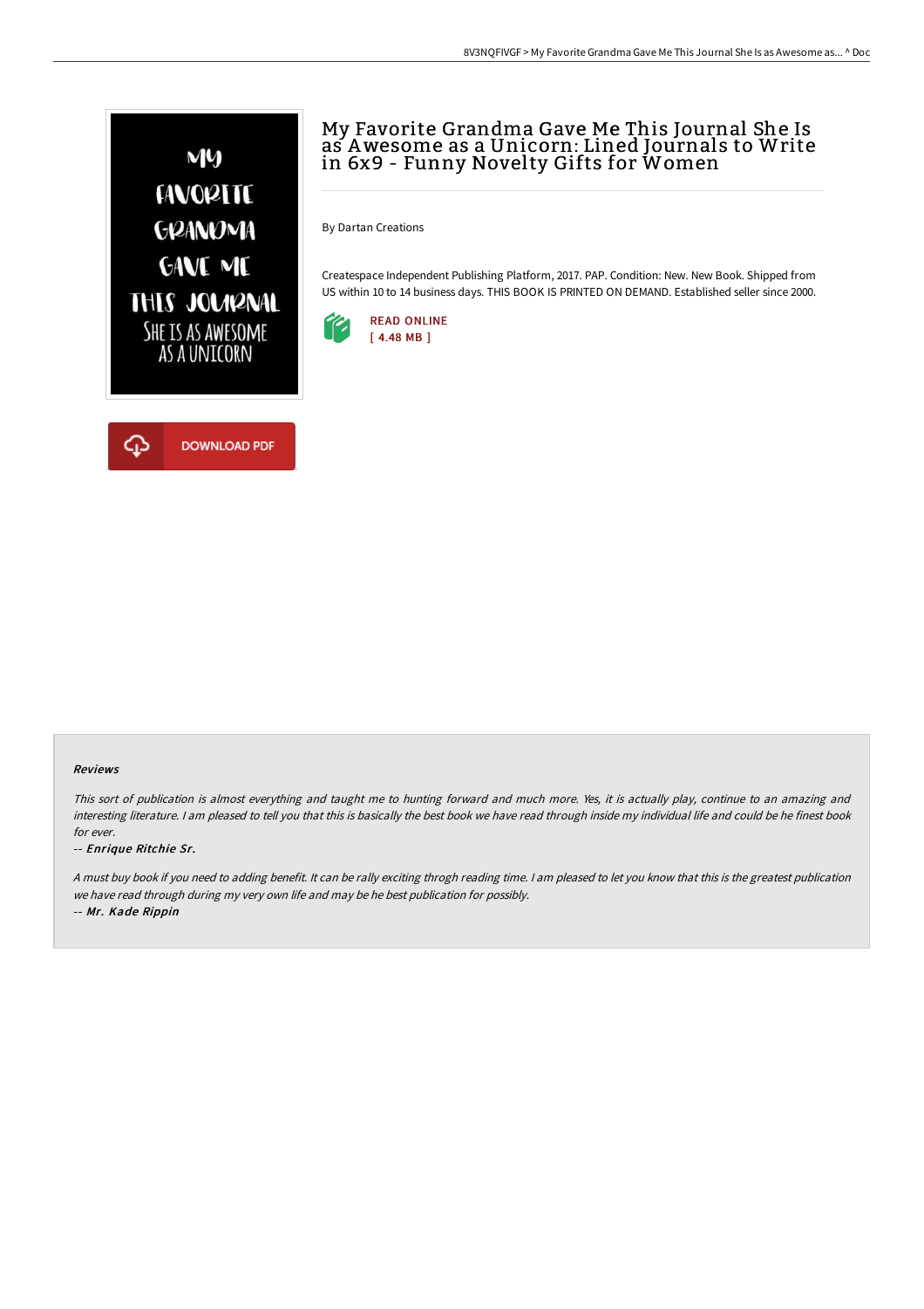# My Favorite Grandma Gave Me This Journal She Is as Awesome as a Unicorn: Lined Journals to Write in 6x9 - Funny Novelty Gifts for Women

By Dartan Creations

Createspace Independent Publishing Platform, 2017. PAP. Condition: New. New Book. Shipped from US within 10 to 14 business days. THIS BOOK IS PRINTED ON DEMAND. Established seller since 2000.

READ ONLINE
[ 4.48 MB ]

DOWNLOAD PDF

### Reviews

*This sort of publication is almost everything and taught me to hunting forward and much more. Yes, it is actually play, continue to an amazing and interesting literature. I am pleased to tell you that this is basically the best book we have read through inside my individual life and could be he finest book for ever.*

-- ***Enrique Ritchie Sr.***

*A must buy book if you need to adding benefit. It can be rally exciting throgh reading time. I am pleased to let you know that this is the greatest publication we have read through during my very own life and may be he best publication for possibly.*

-- ***Mr. Kade Rippin***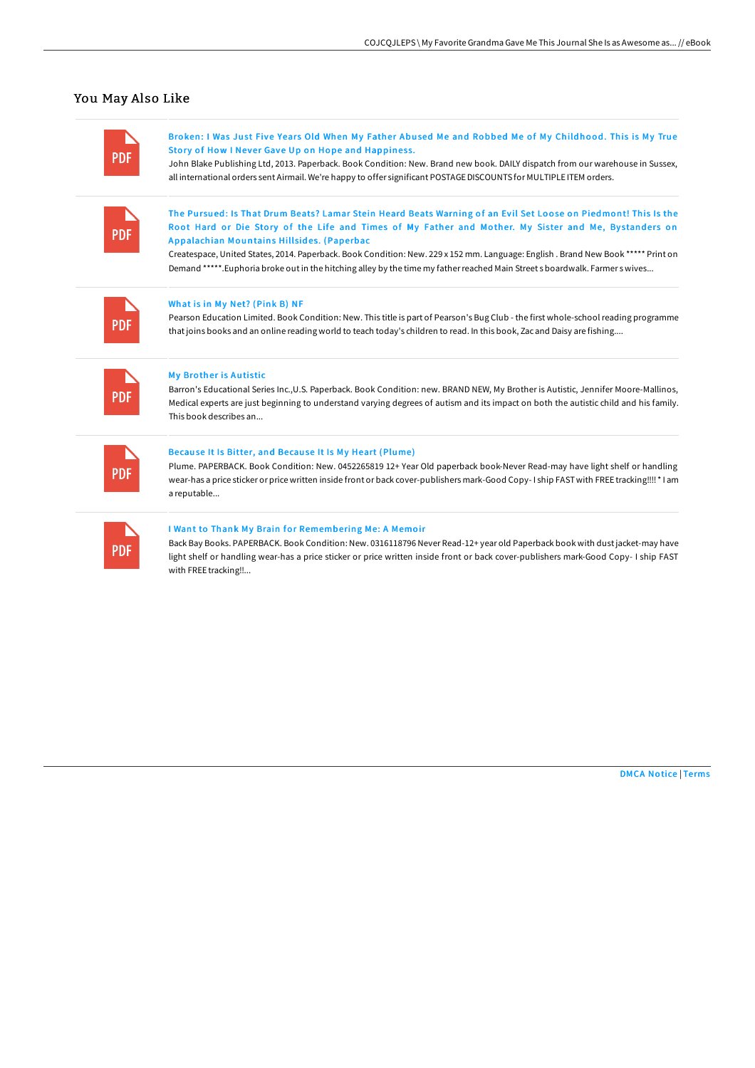## You May Also Like

PDF

**Broken: I Was Just Five Years Old When My Father Abused Me and Robbed Me of My Childhood. This is My True Story of How I Never Gave Up on Hope and Happiness.**

John Blake Publishing Ltd, 2013. Paperback. Book Condition: New. Brand new book. DAILY dispatch from our warehouse in Sussex, all international orders sent Airmail. We're happy to offer significant POSTAGE DISCOUNTS for MULTIPLE ITEM orders.

PDF

**The Pursued: Is That Drum Beats? Lamar Stein Heard Beats Warning of an Evil Set Loose on Piedmont! This Is the Root Hard or Die Story of the Life and Times of My Father and Mother. My Sister and Me, Bystanders on Appalachian Mountains Hillsides. (Paperbac**

Createspace, United States, 2014. Paperback. Book Condition: New. 229 x 152 mm. Language: English . Brand New Book ***** Print on Demand *****.Euphoria broke out in the hitching alley by the time my father reached Main Street s boardwalk. Farmer s wives...

PDF

**What is in My Net? (Pink B) NF**

Pearson Education Limited. Book Condition: New. This title is part of Pearson's Bug Club - the first whole-school reading programme that joins books and an online reading world to teach today's children to read. In this book, Zac and Daisy are fishing....

PDF

**My Brother is Autistic**

Barron's Educational Series Inc.,U.S. Paperback. Book Condition: new. BRAND NEW, My Brother is Autistic, Jennifer Moore-Mallinos, Medical experts are just beginning to understand varying degrees of autism and its impact on both the autistic child and his family. This book describes an...

PDF

**Because It Is Bitter, and Because It Is My Heart (Plume)**

Plume. PAPERBACK. Book Condition: New. 0452265819 12+ Year Old paperback book-Never Read-may have light shelf or handling wear-has a price sticker or price written inside front or back cover-publishers mark-Good Copy- I ship FAST with FREE tracking!!!! * I am a reputable...

PDF

**I Want to Thank My Brain for Remembering Me: A Memoir**

Back Bay Books. PAPERBACK. Book Condition: New. 0316118796 Never Read-12+ year old Paperback book with dust jacket-may have light shelf or handling wear-has a price sticker or price written inside front or back cover-publishers mark-Good Copy- I ship FAST with FREE tracking!!...